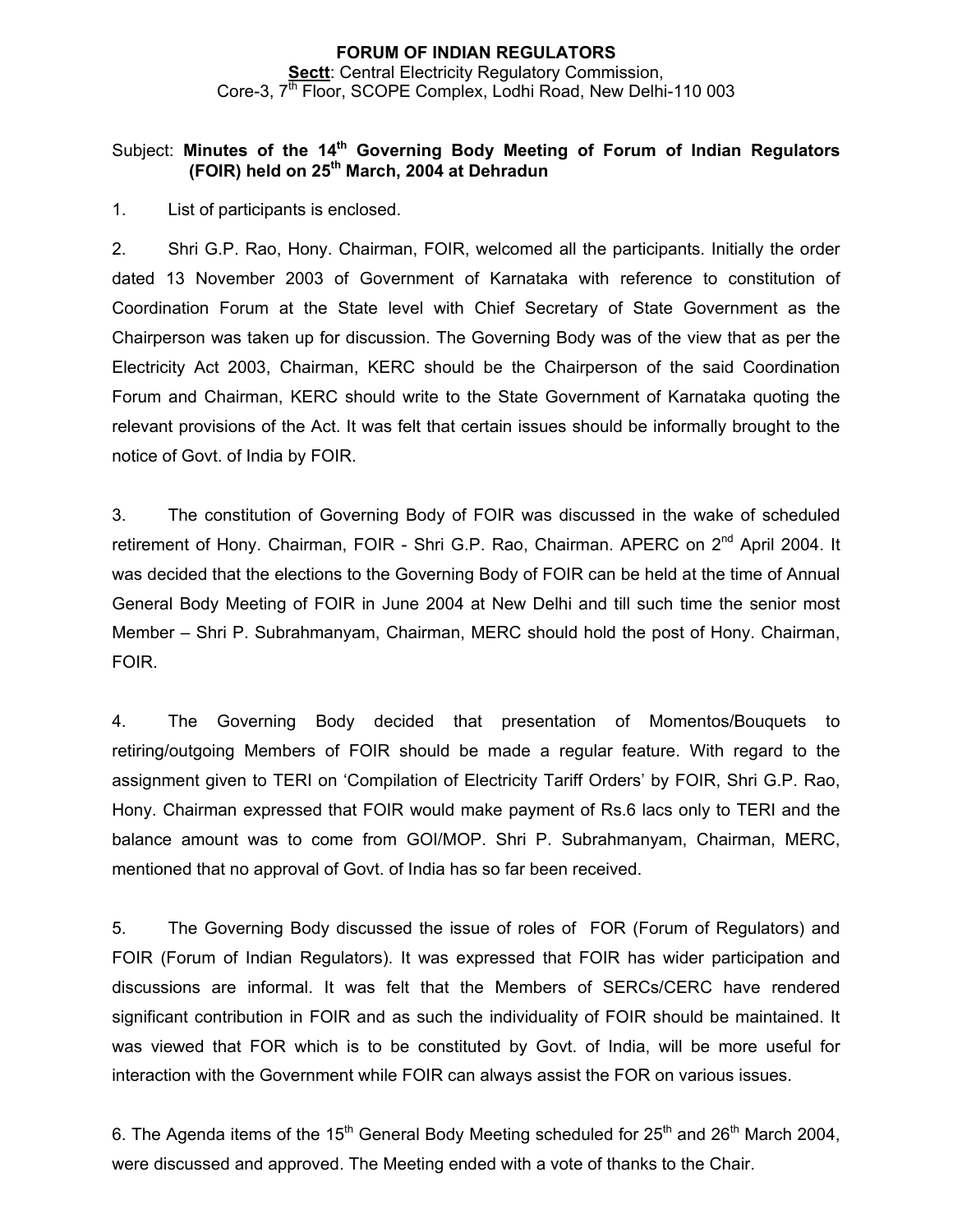**FORUM OF INDIAN REGULATORS**

**Sectt**: Central Electricity Regulatory Commission,
Core-3, 7th Floor, SCOPE Complex, Lodhi Road, New Delhi-110 003

Subject: **Minutes of the 14th Governing Body Meeting of Forum of Indian Regulators (FOIR) held on 25th March, 2004 at Dehradun**

1. List of participants is enclosed.

2. Shri G.P. Rao, Hony. Chairman, FOIR, welcomed all the participants. Initially the order dated 13 November 2003 of Government of Karnataka with reference to constitution of Coordination Forum at the State level with Chief Secretary of State Government as the Chairperson was taken up for discussion. The Governing Body was of the view that as per the Electricity Act 2003, Chairman, KERC should be the Chairperson of the said Coordination Forum and Chairman, KERC should write to the State Government of Karnataka quoting the relevant provisions of the Act. It was felt that certain issues should be informally brought to the notice of Govt. of India by FOIR.

3. The constitution of Governing Body of FOIR was discussed in the wake of scheduled retirement of Hony. Chairman, FOIR - Shri G.P. Rao, Chairman. APERC on 2nd April 2004. It was decided that the elections to the Governing Body of FOIR can be held at the time of Annual General Body Meeting of FOIR in June 2004 at New Delhi and till such time the senior most Member – Shri P. Subrahmanyam, Chairman, MERC should hold the post of Hony. Chairman, FOIR.

4. The Governing Body decided that presentation of Momentos/Bouquets to retiring/outgoing Members of FOIR should be made a regular feature. With regard to the assignment given to TERI on 'Compilation of Electricity Tariff Orders' by FOIR, Shri G.P. Rao, Hony. Chairman expressed that FOIR would make payment of Rs.6 lacs only to TERI and the balance amount was to come from GOI/MOP. Shri P. Subrahmanyam, Chairman, MERC, mentioned that no approval of Govt. of India has so far been received.

5. The Governing Body discussed the issue of roles of FOR (Forum of Regulators) and FOIR (Forum of Indian Regulators). It was expressed that FOIR has wider participation and discussions are informal. It was felt that the Members of SERCs/CERC have rendered significant contribution in FOIR and as such the individuality of FOIR should be maintained. It was viewed that FOR which is to be constituted by Govt. of India, will be more useful for interaction with the Government while FOIR can always assist the FOR on various issues.

6. The Agenda items of the 15th General Body Meeting scheduled for 25th and 26th March 2004, were discussed and approved. The Meeting ended with a vote of thanks to the Chair.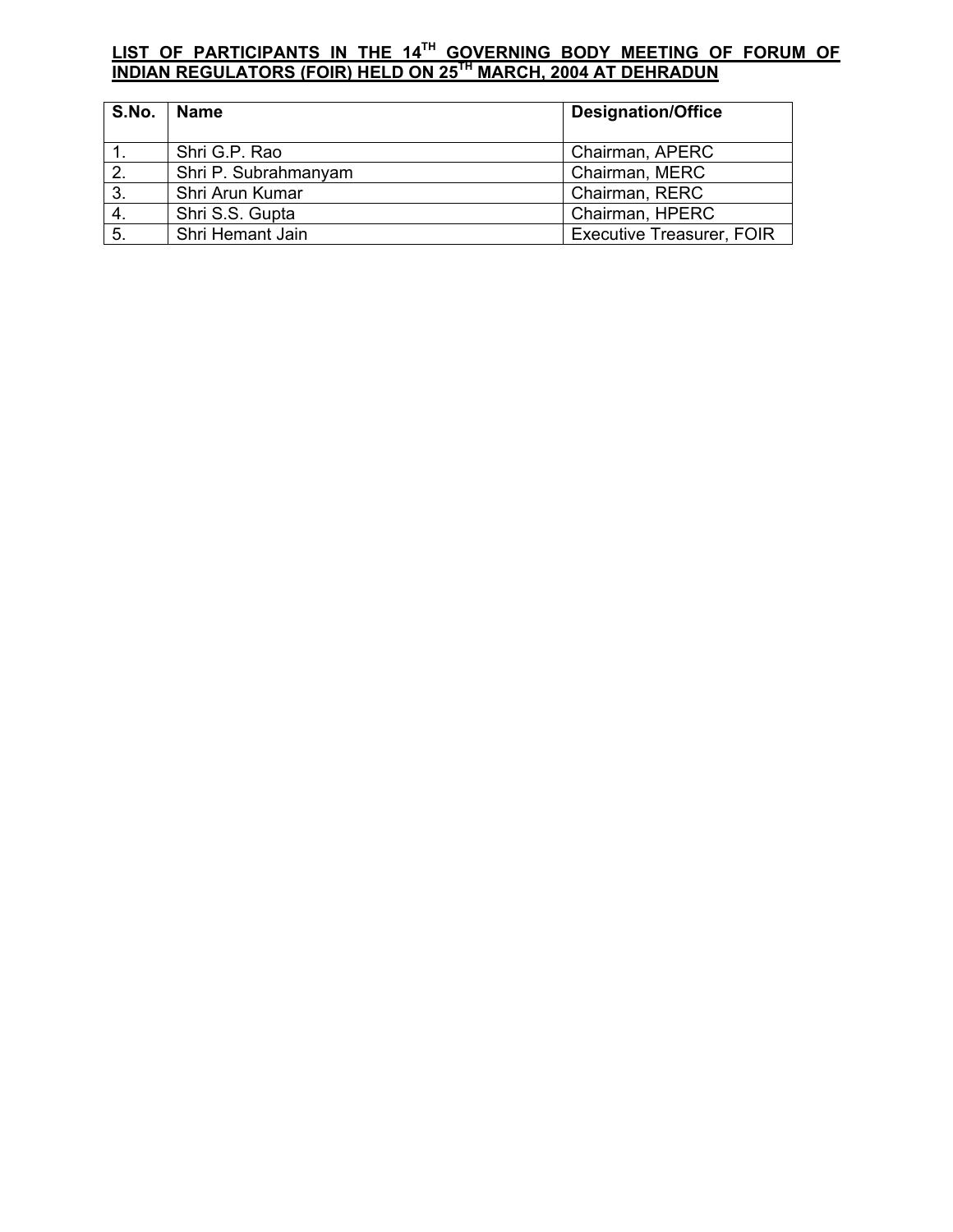**LIST OF PARTICIPANTS IN THE 14TH GOVERNING BODY MEETING OF FORUM OF INDIAN REGULATORS (FOIR) HELD ON 25TH MARCH, 2004 AT DEHRADUN**

| S.No. | Name | Designation/Office |
|---|---|---|
| 1. | Shri G.P. Rao | Chairman, APERC |
| 2. | Shri P. Subrahmanyam | Chairman, MERC |
| 3. | Shri Arun Kumar | Chairman, RERC |
| 4. | Shri S.S. Gupta | Chairman, HPERC |
| 5. | Shri Hemant Jain | Executive Treasurer, FOIR |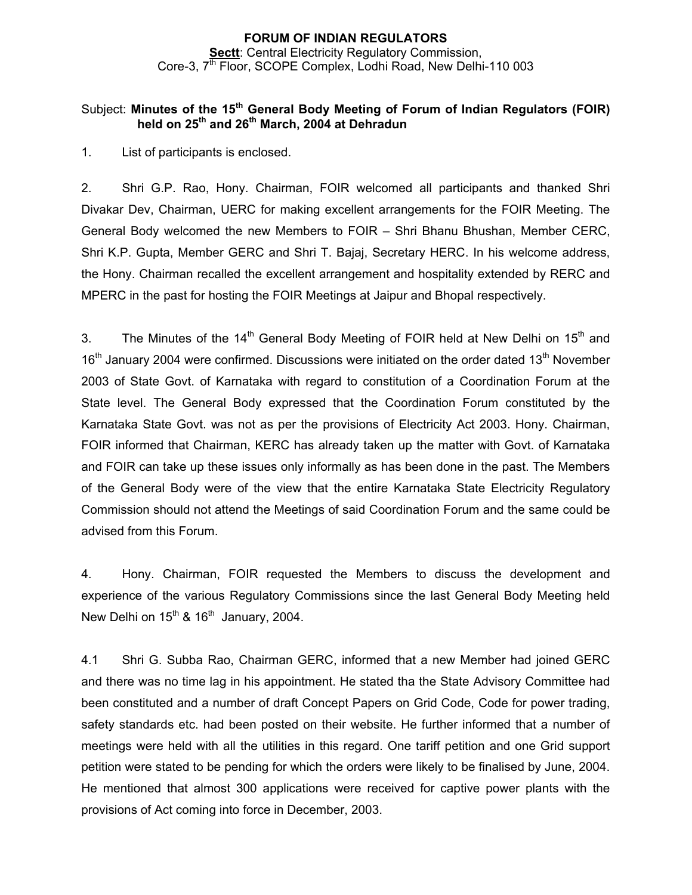**FORUM OF INDIAN REGULATORS**
**Sectt**: Central Electricity Regulatory Commission,
Core-3, 7th Floor, SCOPE Complex, Lodhi Road, New Delhi-110 003

Subject: **Minutes of the 15th General Body Meeting of Forum of Indian Regulators (FOIR) held on 25th and 26th March, 2004 at Dehradun**

1. List of participants is enclosed.

2. Shri G.P. Rao, Hony. Chairman, FOIR welcomed all participants and thanked Shri Divakar Dev, Chairman, UERC for making excellent arrangements for the FOIR Meeting. The General Body welcomed the new Members to FOIR – Shri Bhanu Bhushan, Member CERC, Shri K.P. Gupta, Member GERC and Shri T. Bajaj, Secretary HERC. In his welcome address, the Hony. Chairman recalled the excellent arrangement and hospitality extended by RERC and MPERC in the past for hosting the FOIR Meetings at Jaipur and Bhopal respectively.

3. The Minutes of the 14th General Body Meeting of FOIR held at New Delhi on 15th and 16th January 2004 were confirmed. Discussions were initiated on the order dated 13th November 2003 of State Govt. of Karnataka with regard to constitution of a Coordination Forum at the State level. The General Body expressed that the Coordination Forum constituted by the Karnataka State Govt. was not as per the provisions of Electricity Act 2003. Hony. Chairman, FOIR informed that Chairman, KERC has already taken up the matter with Govt. of Karnataka and FOIR can take up these issues only informally as has been done in the past. The Members of the General Body were of the view that the entire Karnataka State Electricity Regulatory Commission should not attend the Meetings of said Coordination Forum and the same could be advised from this Forum.

4. Hony. Chairman, FOIR requested the Members to discuss the development and experience of the various Regulatory Commissions since the last General Body Meeting held New Delhi on 15th & 16th January, 2004.

4.1 Shri G. Subba Rao, Chairman GERC, informed that a new Member had joined GERC and there was no time lag in his appointment. He stated tha the State Advisory Committee had been constituted and a number of draft Concept Papers on Grid Code, Code for power trading, safety standards etc. had been posted on their website. He further informed that a number of meetings were held with all the utilities in this regard. One tariff petition and one Grid support petition were stated to be pending for which the orders were likely to be finalised by June, 2004. He mentioned that almost 300 applications were received for captive power plants with the provisions of Act coming into force in December, 2003.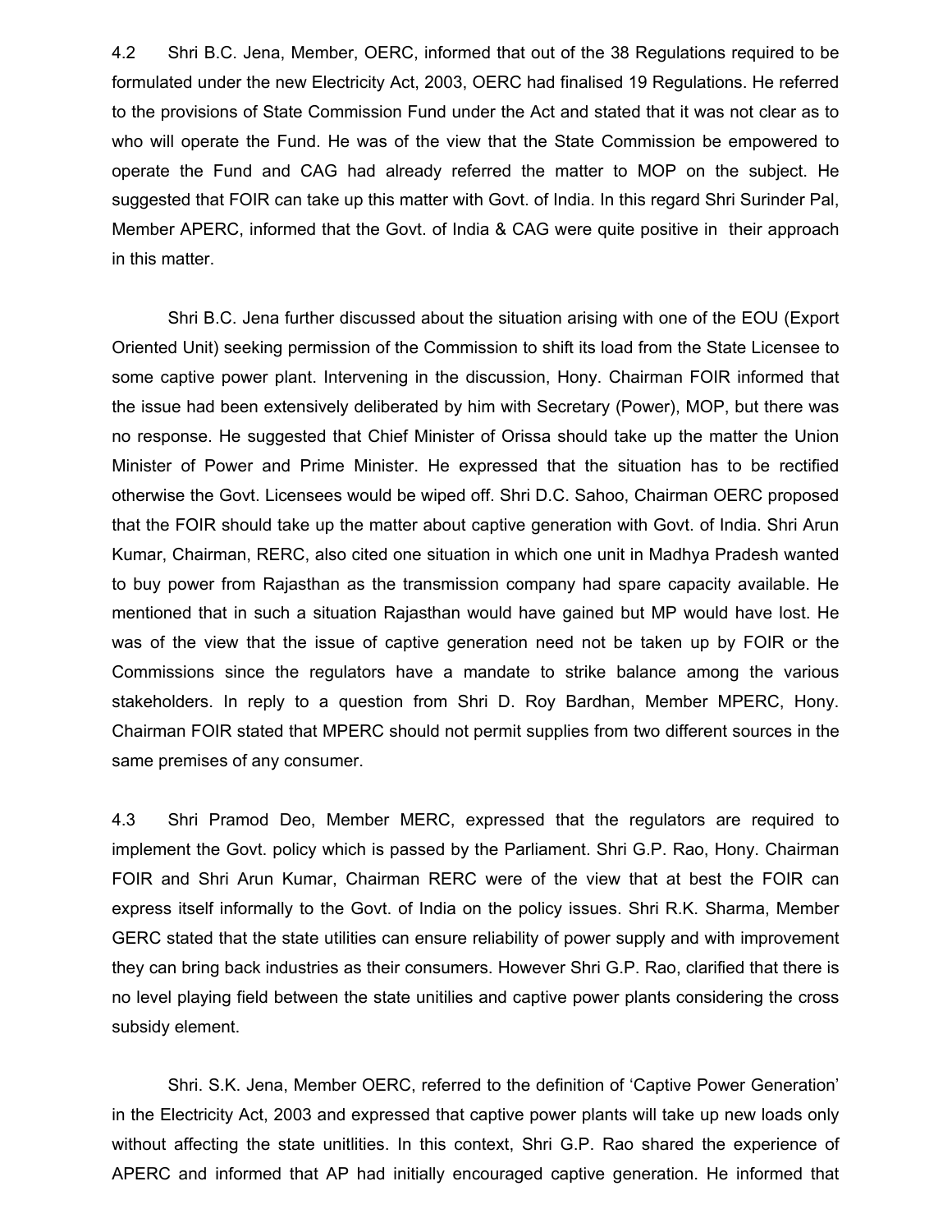4.2 Shri B.C. Jena, Member, OERC, informed that out of the 38 Regulations required to be formulated under the new Electricity Act, 2003, OERC had finalised 19 Regulations. He referred to the provisions of State Commission Fund under the Act and stated that it was not clear as to who will operate the Fund. He was of the view that the State Commission be empowered to operate the Fund and CAG had already referred the matter to MOP on the subject. He suggested that FOIR can take up this matter with Govt. of India. In this regard Shri Surinder Pal, Member APERC, informed that the Govt. of India & CAG were quite positive in their approach in this matter.

Shri B.C. Jena further discussed about the situation arising with one of the EOU (Export Oriented Unit) seeking permission of the Commission to shift its load from the State Licensee to some captive power plant. Intervening in the discussion, Hony. Chairman FOIR informed that the issue had been extensively deliberated by him with Secretary (Power), MOP, but there was no response. He suggested that Chief Minister of Orissa should take up the matter the Union Minister of Power and Prime Minister. He expressed that the situation has to be rectified otherwise the Govt. Licensees would be wiped off. Shri D.C. Sahoo, Chairman OERC proposed that the FOIR should take up the matter about captive generation with Govt. of India. Shri Arun Kumar, Chairman, RERC, also cited one situation in which one unit in Madhya Pradesh wanted to buy power from Rajasthan as the transmission company had spare capacity available. He mentioned that in such a situation Rajasthan would have gained but MP would have lost. He was of the view that the issue of captive generation need not be taken up by FOIR or the Commissions since the regulators have a mandate to strike balance among the various stakeholders. In reply to a question from Shri D. Roy Bardhan, Member MPERC, Hony. Chairman FOIR stated that MPERC should not permit supplies from two different sources in the same premises of any consumer.

4.3 Shri Pramod Deo, Member MERC, expressed that the regulators are required to implement the Govt. policy which is passed by the Parliament. Shri G.P. Rao, Hony. Chairman FOIR and Shri Arun Kumar, Chairman RERC were of the view that at best the FOIR can express itself informally to the Govt. of India on the policy issues. Shri R.K. Sharma, Member GERC stated that the state utilities can ensure reliability of power supply and with improvement they can bring back industries as their consumers. However Shri G.P. Rao, clarified that there is no level playing field between the state unitilies and captive power plants considering the cross subsidy element.

Shri. S.K. Jena, Member OERC, referred to the definition of 'Captive Power Generation' in the Electricity Act, 2003 and expressed that captive power plants will take up new loads only without affecting the state unitlities. In this context, Shri G.P. Rao shared the experience of APERC and informed that AP had initially encouraged captive generation. He informed that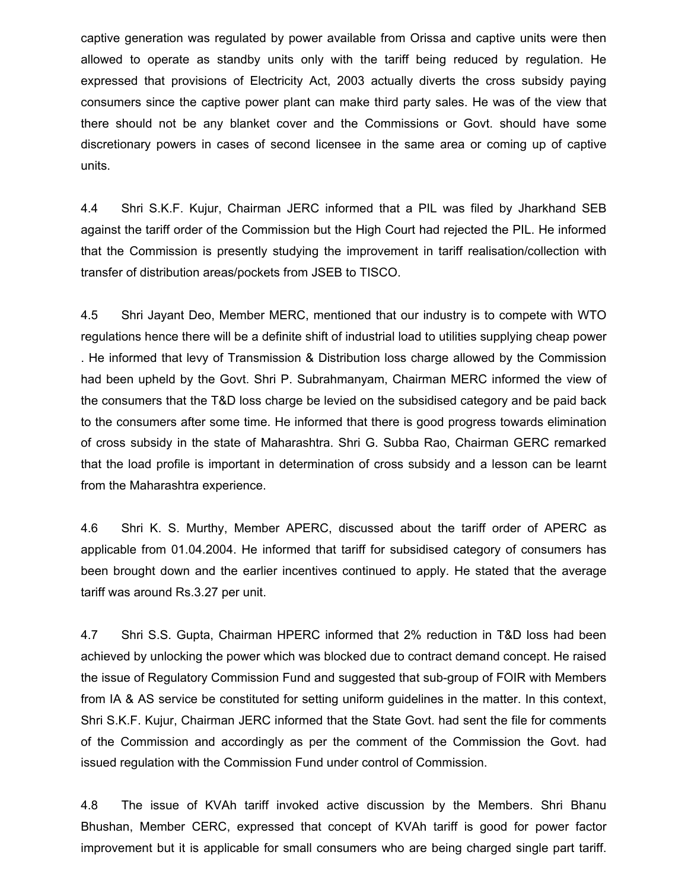captive generation was regulated by power available from Orissa and captive units were then allowed to operate as standby units only with the tariff being reduced by regulation. He expressed that provisions of Electricity Act, 2003 actually diverts the cross subsidy paying consumers since the captive power plant can make third party sales. He was of the view that there should not be any blanket cover and the Commissions or Govt. should have some discretionary powers in cases of second licensee in the same area or coming up of captive units.

4.4 Shri S.K.F. Kujur, Chairman JERC informed that a PIL was filed by Jharkhand SEB against the tariff order of the Commission but the High Court had rejected the PIL. He informed that the Commission is presently studying the improvement in tariff realisation/collection with transfer of distribution areas/pockets from JSEB to TISCO.

4.5 Shri Jayant Deo, Member MERC, mentioned that our industry is to compete with WTO regulations hence there will be a definite shift of industrial load to utilities supplying cheap power . He informed that levy of Transmission & Distribution loss charge allowed by the Commission had been upheld by the Govt. Shri P. Subrahmanyam, Chairman MERC informed the view of the consumers that the T&D loss charge be levied on the subsidised category and be paid back to the consumers after some time. He informed that there is good progress towards elimination of cross subsidy in the state of Maharashtra. Shri G. Subba Rao, Chairman GERC remarked that the load profile is important in determination of cross subsidy and a lesson can be learnt from the Maharashtra experience.

4.6 Shri K. S. Murthy, Member APERC, discussed about the tariff order of APERC as applicable from 01.04.2004. He informed that tariff for subsidised category of consumers has been brought down and the earlier incentives continued to apply. He stated that the average tariff was around Rs.3.27 per unit.

4.7 Shri S.S. Gupta, Chairman HPERC informed that 2% reduction in T&D loss had been achieved by unlocking the power which was blocked due to contract demand concept. He raised the issue of Regulatory Commission Fund and suggested that sub-group of FOIR with Members from IA & AS service be constituted for setting uniform guidelines in the matter. In this context, Shri S.K.F. Kujur, Chairman JERC informed that the State Govt. had sent the file for comments of the Commission and accordingly as per the comment of the Commission the Govt. had issued regulation with the Commission Fund under control of Commission.

4.8 The issue of KVAh tariff invoked active discussion by the Members. Shri Bhanu Bhushan, Member CERC, expressed that concept of KVAh tariff is good for power factor improvement but it is applicable for small consumers who are being charged single part tariff.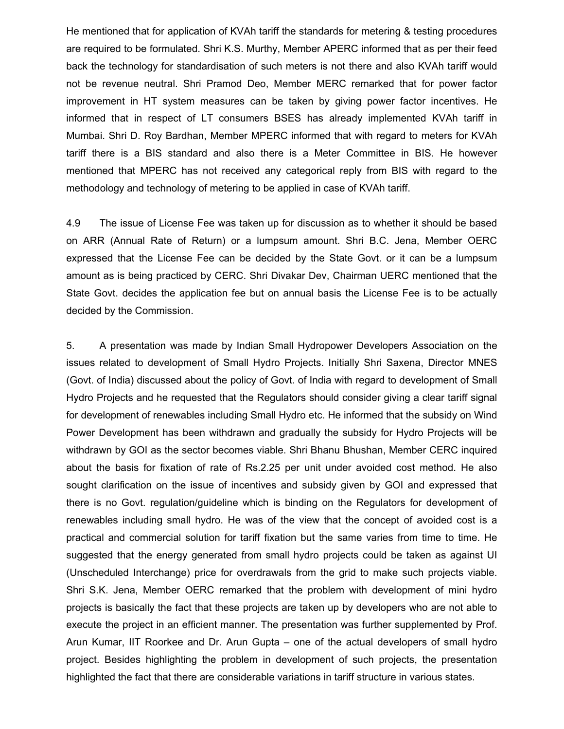He mentioned that for application of KVAh tariff the standards for metering & testing procedures are required to be formulated. Shri K.S. Murthy, Member APERC informed that as per their feed back the technology for standardisation of such meters is not there and also KVAh tariff would not be revenue neutral. Shri Pramod Deo, Member MERC remarked that for power factor improvement in HT system measures can be taken by giving power factor incentives. He informed that in respect of LT consumers BSES has already implemented KVAh tariff in Mumbai. Shri D. Roy Bardhan, Member MPERC informed that with regard to meters for KVAh tariff there is a BIS standard and also there is a Meter Committee in BIS. He however mentioned that MPERC has not received any categorical reply from BIS with regard to the methodology and technology of metering to be applied in case of KVAh tariff.

4.9 The issue of License Fee was taken up for discussion as to whether it should be based on ARR (Annual Rate of Return) or a lumpsum amount. Shri B.C. Jena, Member OERC expressed that the License Fee can be decided by the State Govt. or it can be a lumpsum amount as is being practiced by CERC. Shri Divakar Dev, Chairman UERC mentioned that the State Govt. decides the application fee but on annual basis the License Fee is to be actually decided by the Commission.

5. A presentation was made by Indian Small Hydropower Developers Association on the issues related to development of Small Hydro Projects. Initially Shri Saxena, Director MNES (Govt. of India) discussed about the policy of Govt. of India with regard to development of Small Hydro Projects and he requested that the Regulators should consider giving a clear tariff signal for development of renewables including Small Hydro etc. He informed that the subsidy on Wind Power Development has been withdrawn and gradually the subsidy for Hydro Projects will be withdrawn by GOI as the sector becomes viable. Shri Bhanu Bhushan, Member CERC inquired about the basis for fixation of rate of Rs.2.25 per unit under avoided cost method. He also sought clarification on the issue of incentives and subsidy given by GOI and expressed that there is no Govt. regulation/guideline which is binding on the Regulators for development of renewables including small hydro. He was of the view that the concept of avoided cost is a practical and commercial solution for tariff fixation but the same varies from time to time. He suggested that the energy generated from small hydro projects could be taken as against UI (Unscheduled Interchange) price for overdrawals from the grid to make such projects viable. Shri S.K. Jena, Member OERC remarked that the problem with development of mini hydro projects is basically the fact that these projects are taken up by developers who are not able to execute the project in an efficient manner. The presentation was further supplemented by Prof. Arun Kumar, IIT Roorkee and Dr. Arun Gupta – one of the actual developers of small hydro project. Besides highlighting the problem in development of such projects, the presentation highlighted the fact that there are considerable variations in tariff structure in various states.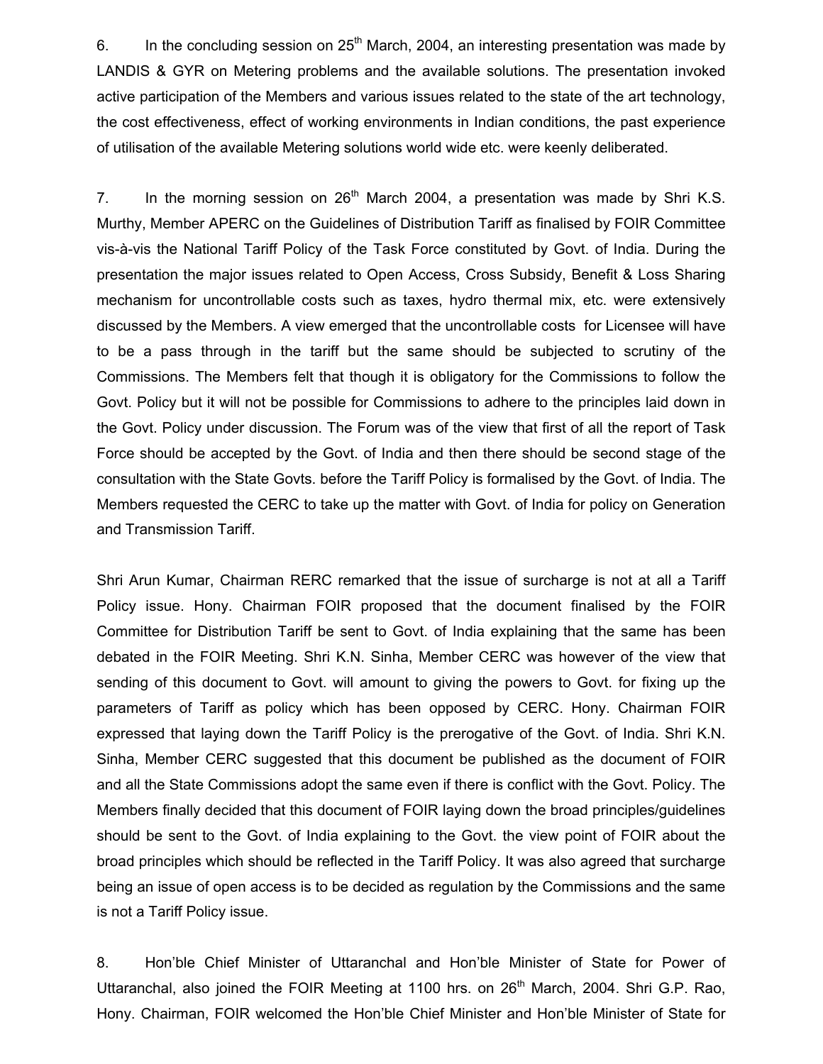6. In the concluding session on 25th March, 2004, an interesting presentation was made by LANDIS & GYR on Metering problems and the available solutions. The presentation invoked active participation of the Members and various issues related to the state of the art technology, the cost effectiveness, effect of working environments in Indian conditions, the past experience of utilisation of the available Metering solutions world wide etc. were keenly deliberated.

7. In the morning session on 26th March 2004, a presentation was made by Shri K.S. Murthy, Member APERC on the Guidelines of Distribution Tariff as finalised by FOIR Committee vis-à-vis the National Tariff Policy of the Task Force constituted by Govt. of India. During the presentation the major issues related to Open Access, Cross Subsidy, Benefit & Loss Sharing mechanism for uncontrollable costs such as taxes, hydro thermal mix, etc. were extensively discussed by the Members. A view emerged that the uncontrollable costs for Licensee will have to be a pass through in the tariff but the same should be subjected to scrutiny of the Commissions. The Members felt that though it is obligatory for the Commissions to follow the Govt. Policy but it will not be possible for Commissions to adhere to the principles laid down in the Govt. Policy under discussion. The Forum was of the view that first of all the report of Task Force should be accepted by the Govt. of India and then there should be second stage of the consultation with the State Govts. before the Tariff Policy is formalised by the Govt. of India. The Members requested the CERC to take up the matter with Govt. of India for policy on Generation and Transmission Tariff.

Shri Arun Kumar, Chairman RERC remarked that the issue of surcharge is not at all a Tariff Policy issue. Hony. Chairman FOIR proposed that the document finalised by the FOIR Committee for Distribution Tariff be sent to Govt. of India explaining that the same has been debated in the FOIR Meeting. Shri K.N. Sinha, Member CERC was however of the view that sending of this document to Govt. will amount to giving the powers to Govt. for fixing up the parameters of Tariff as policy which has been opposed by CERC. Hony. Chairman FOIR expressed that laying down the Tariff Policy is the prerogative of the Govt. of India. Shri K.N. Sinha, Member CERC suggested that this document be published as the document of FOIR and all the State Commissions adopt the same even if there is conflict with the Govt. Policy. The Members finally decided that this document of FOIR laying down the broad principles/guidelines should be sent to the Govt. of India explaining to the Govt. the view point of FOIR about the broad principles which should be reflected in the Tariff Policy. It was also agreed that surcharge being an issue of open access is to be decided as regulation by the Commissions and the same is not a Tariff Policy issue.

8. Hon'ble Chief Minister of Uttaranchal and Hon'ble Minister of State for Power of Uttaranchal, also joined the FOIR Meeting at 1100 hrs. on 26th March, 2004. Shri G.P. Rao, Hony. Chairman, FOIR welcomed the Hon'ble Chief Minister and Hon'ble Minister of State for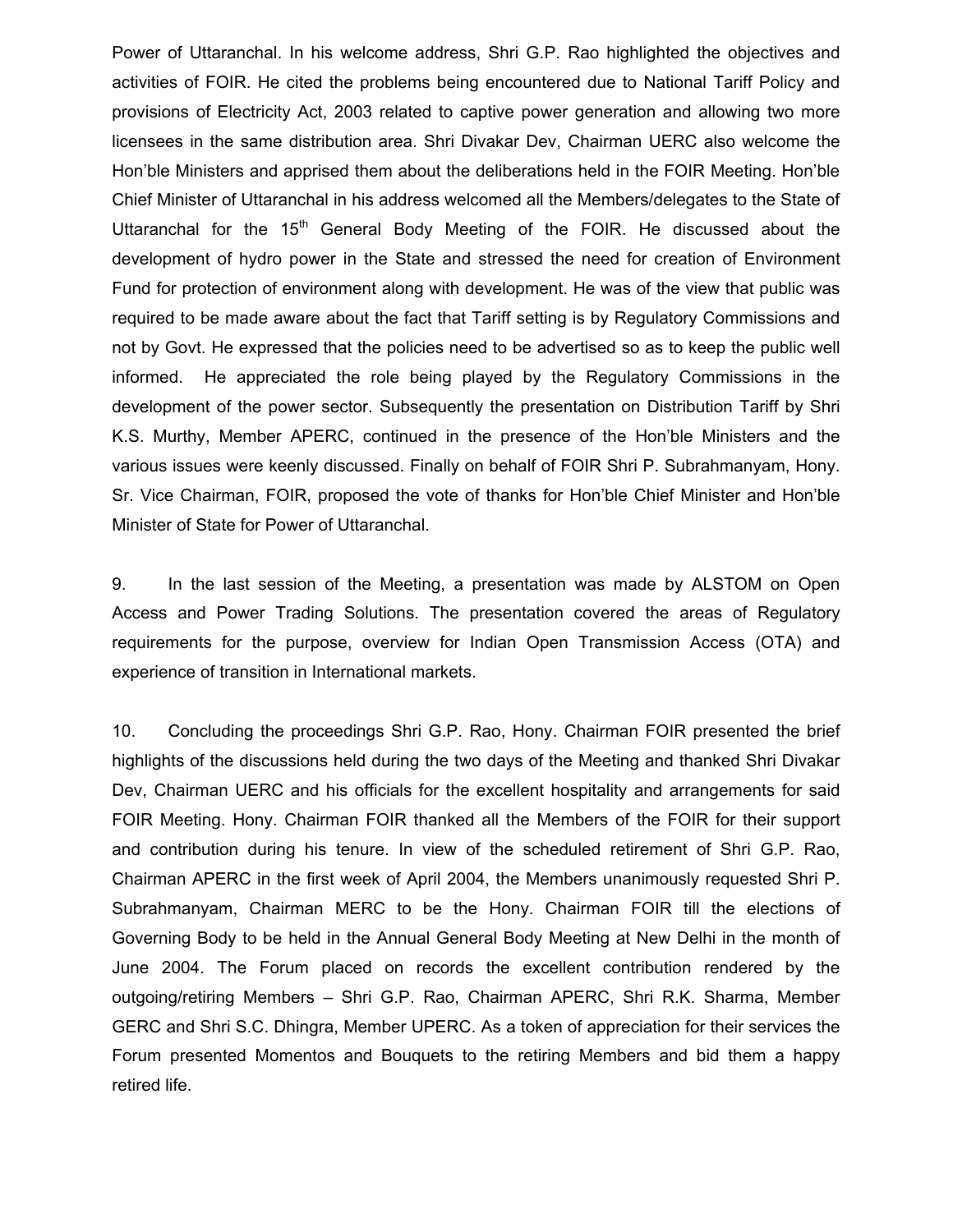Power of Uttaranchal. In his welcome address, Shri G.P. Rao highlighted the objectives and activities of FOIR. He cited the problems being encountered due to National Tariff Policy and provisions of Electricity Act, 2003 related to captive power generation and allowing two more licensees in the same distribution area. Shri Divakar Dev, Chairman UERC also welcome the Hon'ble Ministers and apprised them about the deliberations held in the FOIR Meeting. Hon'ble Chief Minister of Uttaranchal in his address welcomed all the Members/delegates to the State of Uttaranchal for the 15th General Body Meeting of the FOIR. He discussed about the development of hydro power in the State and stressed the need for creation of Environment Fund for protection of environment along with development. He was of the view that public was required to be made aware about the fact that Tariff setting is by Regulatory Commissions and not by Govt. He expressed that the policies need to be advertised so as to keep the public well informed. He appreciated the role being played by the Regulatory Commissions in the development of the power sector. Subsequently the presentation on Distribution Tariff by Shri K.S. Murthy, Member APERC, continued in the presence of the Hon'ble Ministers and the various issues were keenly discussed. Finally on behalf of FOIR Shri P. Subrahmanyam, Hony. Sr. Vice Chairman, FOIR, proposed the vote of thanks for Hon'ble Chief Minister and Hon'ble Minister of State for Power of Uttaranchal.

9. In the last session of the Meeting, a presentation was made by ALSTOM on Open Access and Power Trading Solutions. The presentation covered the areas of Regulatory requirements for the purpose, overview for Indian Open Transmission Access (OTA) and experience of transition in International markets.

10. Concluding the proceedings Shri G.P. Rao, Hony. Chairman FOIR presented the brief highlights of the discussions held during the two days of the Meeting and thanked Shri Divakar Dev, Chairman UERC and his officials for the excellent hospitality and arrangements for said FOIR Meeting. Hony. Chairman FOIR thanked all the Members of the FOIR for their support and contribution during his tenure. In view of the scheduled retirement of Shri G.P. Rao, Chairman APERC in the first week of April 2004, the Members unanimously requested Shri P. Subrahmanyam, Chairman MERC to be the Hony. Chairman FOIR till the elections of Governing Body to be held in the Annual General Body Meeting at New Delhi in the month of June 2004. The Forum placed on records the excellent contribution rendered by the outgoing/retiring Members – Shri G.P. Rao, Chairman APERC, Shri R.K. Sharma, Member GERC and Shri S.C. Dhingra, Member UPERC. As a token of appreciation for their services the Forum presented Momentos and Bouquets to the retiring Members and bid them a happy retired life.